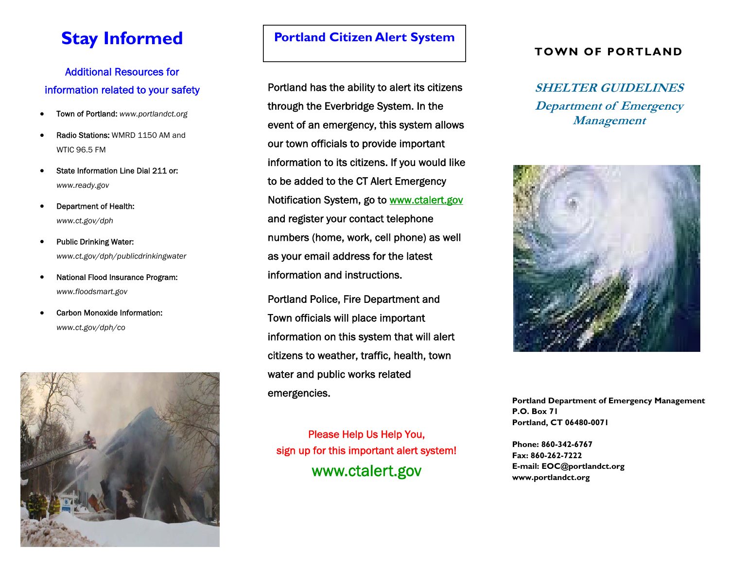# Stay Informed

Additional Resources for information related to your safety

- **Town of Portland:** *www.portlandct.org*
- **Radio Stations:** WMRD 1150 AM and WTIC 96.5 FM
- **State Information Line Dial 211 or:** *www.ready.gov*
- **Department of Health:** *www.ct.gov/dph*
- **Public Drinking Water:** *www.ct.gov/dph/publicdrinkingwater*
- **National Flood Insurance Program:** *www.floodsmart.gov*
- **Carbon Monoxide Information:** *www.ct.gov/dph/co*

## Portland Citizen Alert System

Portland has the ability to alert its citizens through the Everbridge System. In the event of an emergency, this system allows our town officials to provide important information to its citizens. If you would like to be added to the CT Alert Emergency Notification System, go to www.ctalert.gov and register your contact telephone numbers (home, work, cell phone) as well as your email address for the latest information and instructions.

Portland Police, Fire Department and Town officials will place important information on this system that will alert citizens to weather, traffic, health, town water and public works related emergencies.

Please Help Us Help You,
sign up for this important alert system!

www.ctalert.gov

# TOWN OF PORTLAND

## *SHELTER GUIDELINES*

## *Department of Emergency Management*

**Portland Department of Emergency Management**
**P.O. Box 71**
**Portland, CT 06480-0071**

**Phone: 860-342-6767**
**Fax: 860-262-7222**
**E-mail: EOC@portlandct.org**
**www.portlandct.org**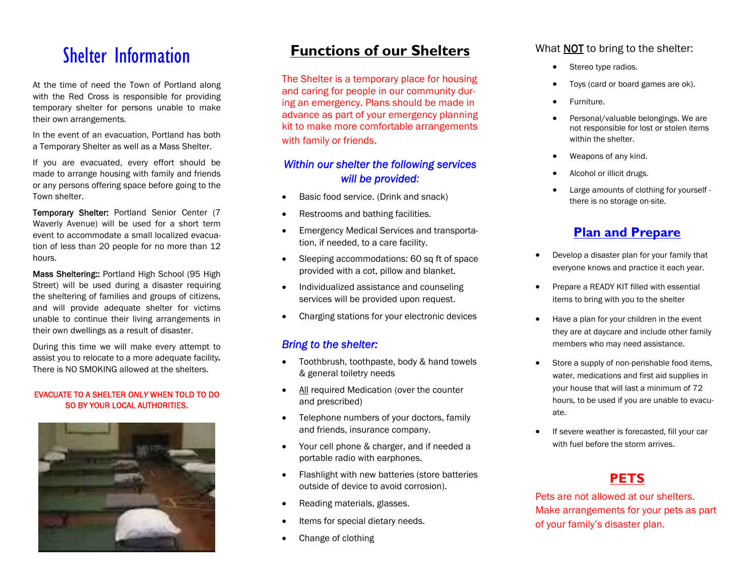# Shelter Information

At the time of need the Town of Portland along with the Red Cross is responsible for providing temporary shelter for persons unable to make their own arrangements.

In the event of an evacuation, Portland has both a Temporary Shelter as well as a Mass Shelter.

If you are evacuated, every effort should be made to arrange housing with family and friends or any persons offering space before going to the Town shelter.

**Temporary Shelter:** Portland Senior Center (7 Waverly Avenue) will be used for a short term event to accommodate a small localized evacuation of less than 20 people for no more than 12 hours.

**Mass Sheltering::** Portland High School (95 High Street) will be used during a disaster requiring the sheltering of families and groups of citizens, and will provide adequate shelter for victims unable to continue their living arrangements in their own dwellings as a result of disaster.

During this time we will make every attempt to assist you to relocate to a more adequate facility*.* There is NO SMOKING allowed at the shelters.

EVACUATE TO A SHELTER *ONLY* WHEN TOLD TO DO SO BY YOUR LOCAL AUTHORITIES.

# Functions of our Shelters

The Shelter is a temporary place for housing and caring for people in our community during an emergency. Plans should be made in advance as part of your emergency planning kit to make more comfortable arrangements with family or friends.

### *Within our shelter the following services will be provided:*

- Basic food service. (Drink and snack)
- Restrooms and bathing facilities.
- Emergency Medical Services and transportation, if needed, to a care facility.
- Sleeping accommodations: 60 sq ft of space provided with a cot, pillow and blanket.
- Individualized assistance and counseling services will be provided upon request.
- Charging stations for your electronic devices

### *Bring to the shelter:*

- Toothbrush, toothpaste, body & hand towels & general toiletry needs
- All required Medication (over the counter and prescribed)
- Telephone numbers of your doctors, family and friends, insurance company.
- Your cell phone & charger, and if needed a portable radio with earphones.
- Flashlight with new batteries (store batteries outside of device to avoid corrosion).
- Reading materials, glasses.
- Items for special dietary needs.
- Change of clothing

### What NOT to bring to the shelter:

- Stereo type radios.
- Toys (card or board games are ok).
- Furniture.
- Personal/valuable belongings. We are not responsible for lost or stolen items within the shelter.
- Weapons of any kind.
- Alcohol or illicit drugs.
- Large amounts of clothing for yourself - there is no storage on-site.

## Plan and Prepare

- Develop a disaster plan for your family that everyone knows and practice it each year.
- Prepare a READY KIT filled with essential items to bring with you to the shelter
- Have a plan for your children in the event they are at daycare and include other family members who may need assistance.
- Store a supply of non-perishable food items, water, medications and first aid supplies in your house that will last a minimum of 72 hours, to be used if you are unable to evacuate.
- If severe weather is forecasted, fill your car with fuel before the storm arrives.

## PETS

Pets are not allowed at our shelters. Make arrangements for your pets as part of your family's disaster plan.